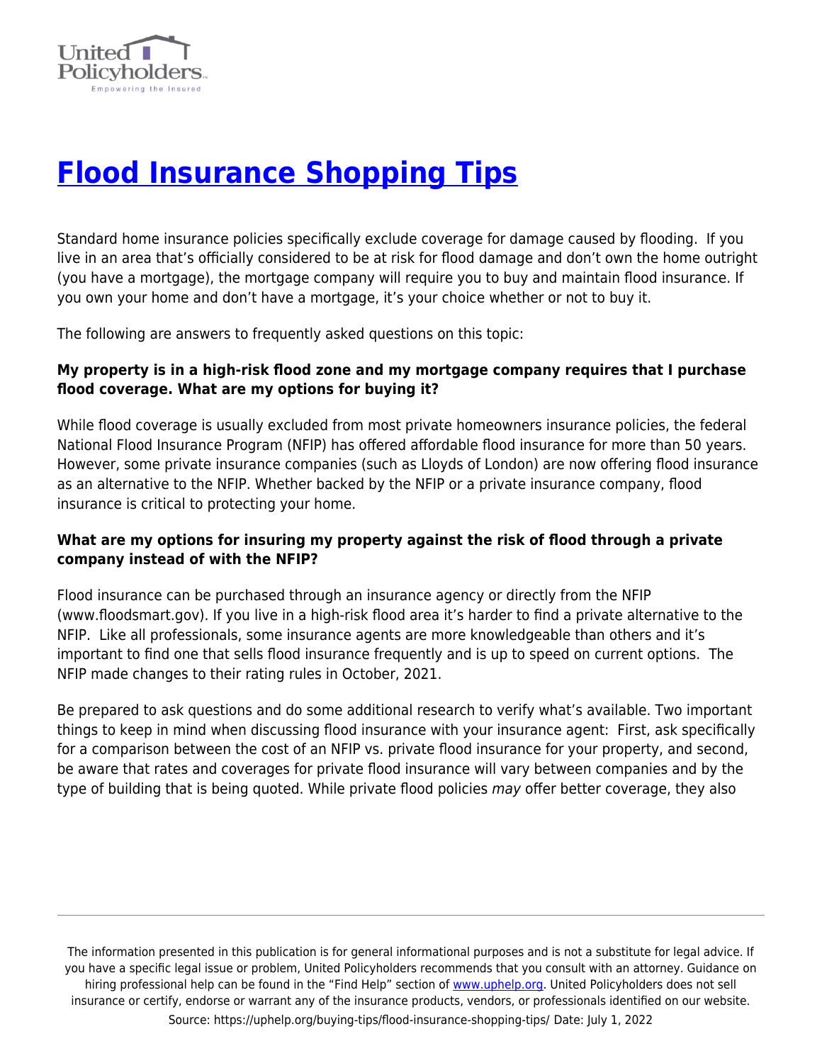# Flood Insurance Shopping Tips

Standard home insurance policies specifically exclude coverage for damage caused by flooding. If you live in an area that's officially considered to be at risk for flood damage and don't own the home outright (you have a mortgage), the mortgage company will require you to buy and maintain flood insurance. If you own your home and don't have a mortgage, it's your choice whether or not to buy it.

The following are answers to frequently asked questions on this topic:

**My property is in a high-risk flood zone and my mortgage company requires that I purchase flood coverage. What are my options for buying it?**

While flood coverage is usually excluded from most private homeowners insurance policies, the federal National Flood Insurance Program (NFIP) has offered affordable flood insurance for more than 50 years. However, some private insurance companies (such as Lloyds of London) are now offering flood insurance as an alternative to the NFIP. Whether backed by the NFIP or a private insurance company, flood insurance is critical to protecting your home.

**What are my options for insuring my property against the risk of flood through a private company instead of with the NFIP?**

Flood insurance can be purchased through an insurance agency or directly from the NFIP (www.floodsmart.gov). If you live in a high-risk flood area it's harder to find a private alternative to the NFIP. Like all professionals, some insurance agents are more knowledgeable than others and it's important to find one that sells flood insurance frequently and is up to speed on current options. The NFIP made changes to their rating rules in October, 2021.

Be prepared to ask questions and do some additional research to verify what's available. Two important things to keep in mind when discussing flood insurance with your insurance agent: First, ask specifically for a comparison between the cost of an NFIP vs. private flood insurance for your property, and second, be aware that rates and coverages for private flood insurance will vary between companies and by the type of building that is being quoted. While private flood policies *may* offer better coverage, they also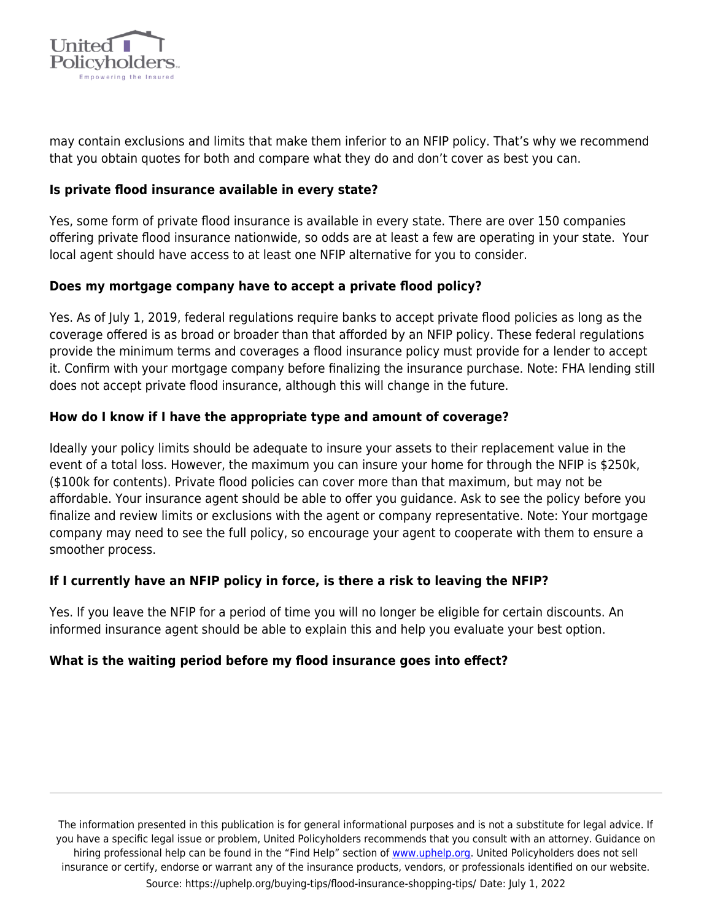may contain exclusions and limits that make them inferior to an NFIP policy. That's why we recommend that you obtain quotes for both and compare what they do and don't cover as best you can.

**Is private flood insurance available in every state?**

Yes, some form of private flood insurance is available in every state. There are over 150 companies offering private flood insurance nationwide, so odds are at least a few are operating in your state. Your local agent should have access to at least one NFIP alternative for you to consider.

**Does my mortgage company have to accept a private flood policy?**

Yes. As of July 1, 2019, federal regulations require banks to accept private flood policies as long as the coverage offered is as broad or broader than that afforded by an NFIP policy. These federal regulations provide the minimum terms and coverages a flood insurance policy must provide for a lender to accept it. Confirm with your mortgage company before finalizing the insurance purchase. Note: FHA lending still does not accept private flood insurance, although this will change in the future.

**How do I know if I have the appropriate type and amount of coverage?**

Ideally your policy limits should be adequate to insure your assets to their replacement value in the event of a total loss. However, the maximum you can insure your home for through the NFIP is $250k, ($100k for contents). Private flood policies can cover more than that maximum, but may not be affordable. Your insurance agent should be able to offer you guidance. Ask to see the policy before you finalize and review limits or exclusions with the agent or company representative. Note: Your mortgage company may need to see the full policy, so encourage your agent to cooperate with them to ensure a smoother process.

**If I currently have an NFIP policy in force, is there a risk to leaving the NFIP?**

Yes. If you leave the NFIP for a period of time you will no longer be eligible for certain discounts. An informed insurance agent should be able to explain this and help you evaluate your best option.

**What is the waiting period before my flood insurance goes into effect?**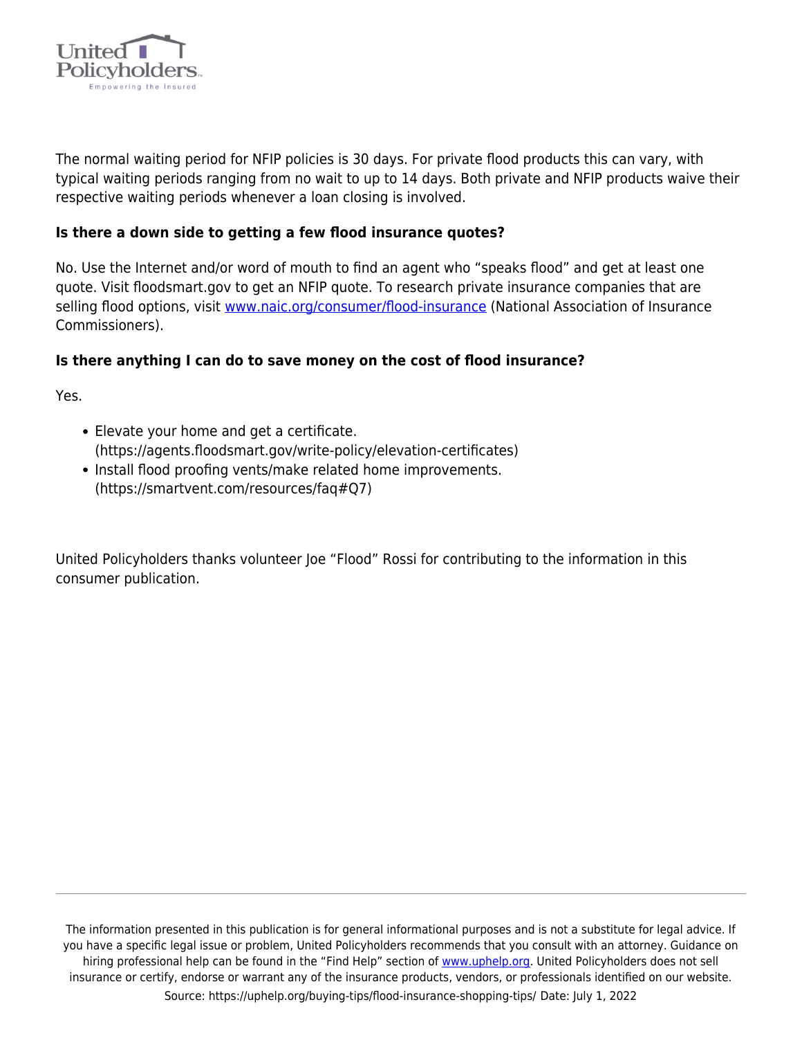The normal waiting period for NFIP policies is 30 days. For private flood products this can vary, with typical waiting periods ranging from no wait to up to 14 days. Both private and NFIP products waive their respective waiting periods whenever a loan closing is involved.

**Is there a down side to getting a few flood insurance quotes?**

No. Use the Internet and/or word of mouth to find an agent who "speaks flood" and get at least one quote. Visit floodsmart.gov to get an NFIP quote. To research private insurance companies that are selling flood options, visit [www.naic.org/consumer/flood-insurance](www.naic.org/consumer/flood-insurance) (National Association of Insurance Commissioners).

**Is there anything I can do to save money on the cost of flood insurance?**

Yes.

- Elevate your home and get a certificate. (https://agents.floodsmart.gov/write-policy/elevation-certificates)
- Install flood proofing vents/make related home improvements. (https://smartvent.com/resources/faq#Q7)

United Policyholders thanks volunteer Joe "Flood" Rossi for contributing to the information in this consumer publication.

The information presented in this publication is for general informational purposes and is not a substitute for legal advice. If you have a specific legal issue or problem, United Policyholders recommends that you consult with an attorney. Guidance on hiring professional help can be found in the "Find Help" section of [www.uphelp.org](www.uphelp.org). United Policyholders does not sell insurance or certify, endorse or warrant any of the insurance products, vendors, or professionals identified on our website.

Source: https://uphelp.org/buying-tips/flood-insurance-shopping-tips/ Date: July 1, 2022